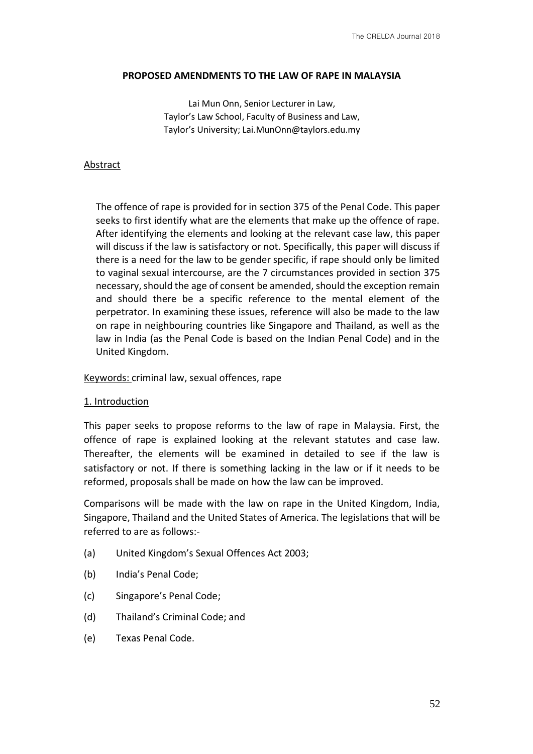# PROPOSED AMENDMENTS TO THE LAW OF RAPE IN MALAYSIA

Lai Mun Onn, Senior Lecturer in Law,
Taylor's Law School, Faculty of Business and Law,
Taylor's University; Lai.MunOnn@taylors.edu.my

## Abstract

The offence of rape is provided for in section 375 of the Penal Code. This paper seeks to first identify what are the elements that make up the offence of rape. After identifying the elements and looking at the relevant case law, this paper will discuss if the law is satisfactory or not. Specifically, this paper will discuss if there is a need for the law to be gender specific, if rape should only be limited to vaginal sexual intercourse, are the 7 circumstances provided in section 375 necessary, should the age of consent be amended, should the exception remain and should there be a specific reference to the mental element of the perpetrator. In examining these issues, reference will also be made to the law on rape in neighbouring countries like Singapore and Thailand, as well as the law in India (as the Penal Code is based on the Indian Penal Code) and in the United Kingdom.

Keywords: criminal law, sexual offences, rape

## 1. Introduction

This paper seeks to propose reforms to the law of rape in Malaysia. First, the offence of rape is explained looking at the relevant statutes and case law. Thereafter, the elements will be examined in detailed to see if the law is satisfactory or not. If there is something lacking in the law or if it needs to be reformed, proposals shall be made on how the law can be improved.

Comparisons will be made with the law on rape in the United Kingdom, India, Singapore, Thailand and the United States of America. The legislations that will be referred to are as follows:-

(a) United Kingdom's Sexual Offences Act 2003;

(b) India's Penal Code;

(c) Singapore's Penal Code;

(d) Thailand's Criminal Code; and

(e) Texas Penal Code.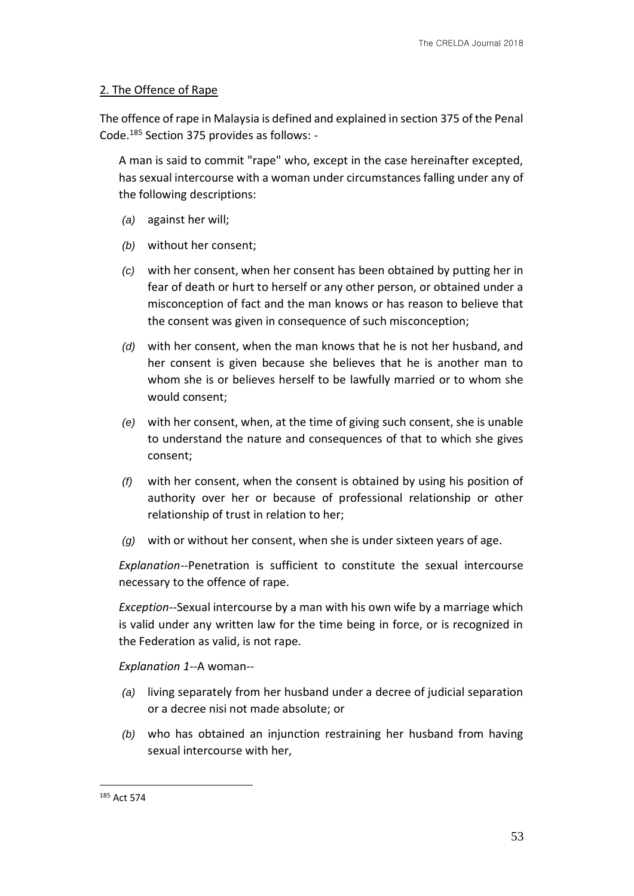2. The Offence of Rape

The offence of rape in Malaysia is defined and explained in section 375 of the Penal Code.[185] Section 375 provides as follows: -

> A man is said to commit "rape" who, except in the case hereinafter excepted, has sexual intercourse with a woman under circumstances falling under any of the following descriptions:
>
> *(a)* against her will;
>
> *(b)* without her consent;
>
> *(c)* with her consent, when her consent has been obtained by putting her in fear of death or hurt to herself or any other person, or obtained under a misconception of fact and the man knows or has reason to believe that the consent was given in consequence of such misconception;
>
> *(d)* with her consent, when the man knows that he is not her husband, and her consent is given because she believes that he is another man to whom she is or believes herself to be lawfully married or to whom she would consent;
>
> *(e)* with her consent, when, at the time of giving such consent, she is unable to understand the nature and consequences of that to which she gives consent;
>
> *(f)* with her consent, when the consent is obtained by using his position of authority over her or because of professional relationship or other relationship of trust in relation to her;
>
> *(g)* with or without her consent, when she is under sixteen years of age.
>
> *Explanation*--Penetration is sufficient to constitute the sexual intercourse necessary to the offence of rape.
>
> *Exception*--Sexual intercourse by a man with his own wife by a marriage which is valid under any written law for the time being in force, or is recognized in the Federation as valid, is not rape.
>
> *Explanation 1*--A woman--
>
> *(a)* living separately from her husband under a decree of judicial separation or a decree nisi not made absolute; or
>
> *(b)* who has obtained an injunction restraining her husband from having sexual intercourse with her,

---

[185] Act 574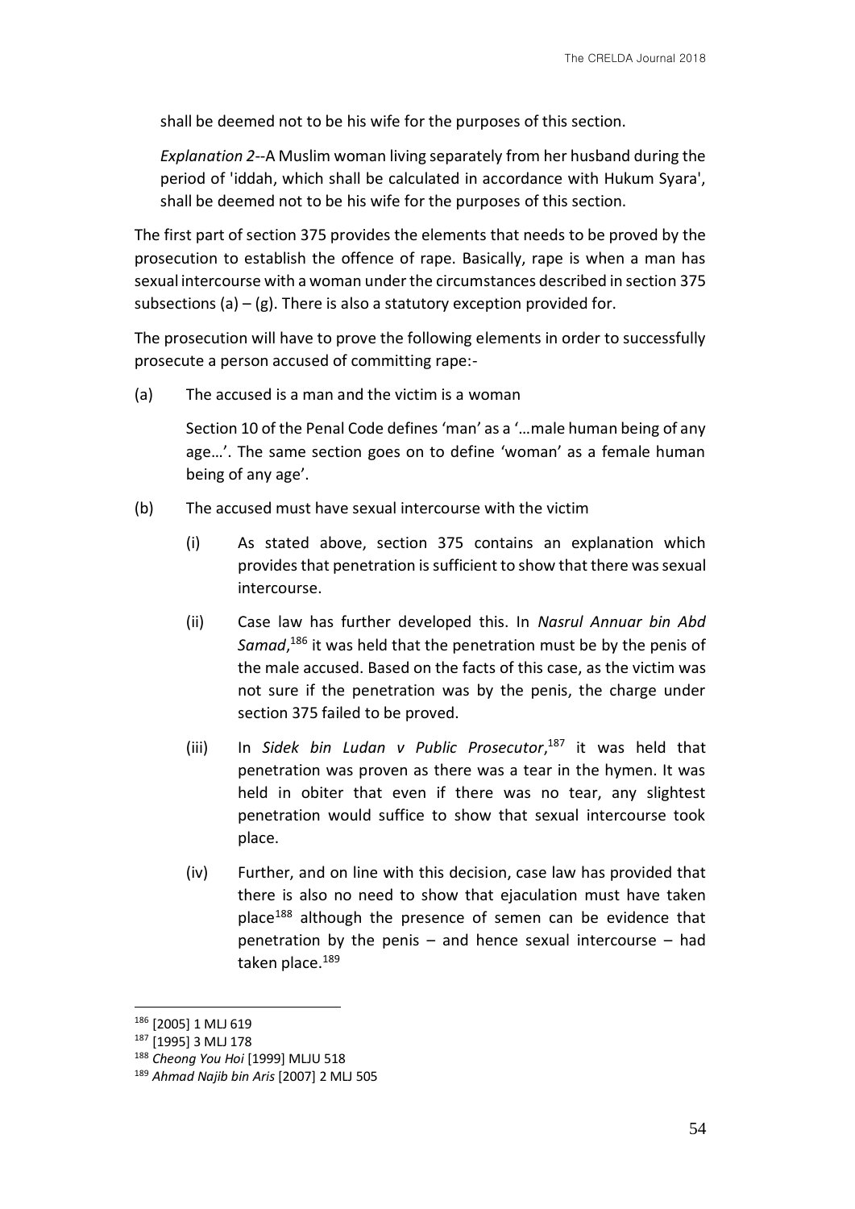shall be deemed not to be his wife for the purposes of this section.

*Explanation 2*--A Muslim woman living separately from her husband during the period of 'iddah, which shall be calculated in accordance with Hukum Syara', shall be deemed not to be his wife for the purposes of this section.

The first part of section 375 provides the elements that needs to be proved by the prosecution to establish the offence of rape. Basically, rape is when a man has sexual intercourse with a woman under the circumstances described in section 375 subsections (a) – (g). There is also a statutory exception provided for.

The prosecution will have to prove the following elements in order to successfully prosecute a person accused of committing rape:-

(a) The accused is a man and the victim is a woman

Section 10 of the Penal Code defines 'man' as a '…male human being of any age…'. The same section goes on to define 'woman' as a female human being of any age'.

(b) The accused must have sexual intercourse with the victim

(i) As stated above, section 375 contains an explanation which provides that penetration is sufficient to show that there was sexual intercourse.

(ii) Case law has further developed this. In *Nasrul Annuar bin Abd Samad*,[186] it was held that the penetration must be by the penis of the male accused. Based on the facts of this case, as the victim was not sure if the penetration was by the penis, the charge under section 375 failed to be proved.

(iii) In *Sidek bin Ludan v Public Prosecutor*,[187] it was held that penetration was proven as there was a tear in the hymen. It was held in obiter that even if there was no tear, any slightest penetration would suffice to show that sexual intercourse took place.

(iv) Further, and on line with this decision, case law has provided that there is also no need to show that ejaculation must have taken place[188] although the presence of semen can be evidence that penetration by the penis – and hence sexual intercourse – had taken place.[189]

---

[186] [2005] 1 MLJ 619

[187] [1995] 3 MLJ 178

[188] *Cheong You Hoi* [1999] MLJU 518

[189] *Ahmad Najib bin Aris* [2007] 2 MLJ 505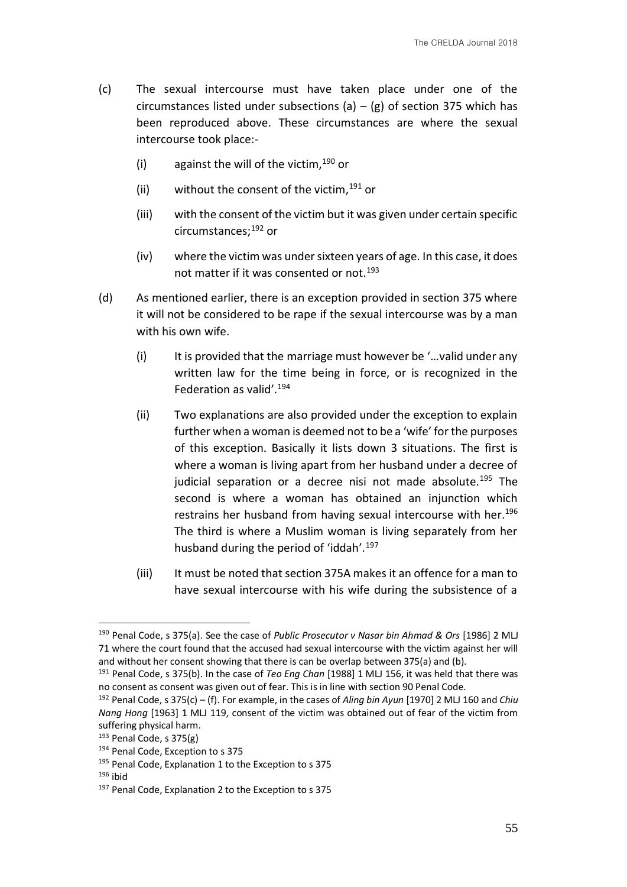(c) The sexual intercourse must have taken place under one of the circumstances listed under subsections (a) – (g) of section 375 which has been reproduced above. These circumstances are where the sexual intercourse took place:-

 (i) against the will of the victim,[190] or

 (ii) without the consent of the victim,[191] or

 (iii) with the consent of the victim but it was given under certain specific circumstances;[192] or

 (iv) where the victim was under sixteen years of age. In this case, it does not matter if it was consented or not.[193]

(d) As mentioned earlier, there is an exception provided in section 375 where it will not be considered to be rape if the sexual intercourse was by a man with his own wife.

 (i) It is provided that the marriage must however be '…valid under any written law for the time being in force, or is recognized in the Federation as valid'.[194]

 (ii) Two explanations are also provided under the exception to explain further when a woman is deemed not to be a 'wife' for the purposes of this exception. Basically it lists down 3 situations. The first is where a woman is living apart from her husband under a decree of judicial separation or a decree nisi not made absolute.[195] The second is where a woman has obtained an injunction which restrains her husband from having sexual intercourse with her.[196] The third is where a Muslim woman is living separately from her husband during the period of 'iddah'.[197]

 (iii) It must be noted that section 375A makes it an offence for a man to have sexual intercourse with his wife during the subsistence of a

---

[190] Penal Code, s 375(a). See the case of *Public Prosecutor v Nasar bin Ahmad & Ors* [1986] 2 MLJ 71 where the court found that the accused had sexual intercourse with the victim against her will and without her consent showing that there is can be overlap between 375(a) and (b).

[191] Penal Code, s 375(b). In the case of *Teo Eng Chan* [1988] 1 MLJ 156, it was held that there was no consent as consent was given out of fear. This is in line with section 90 Penal Code.

[192] Penal Code, s 375(c) – (f). For example, in the cases of *Aling bin Ayun* [1970] 2 MLJ 160 and *Chiu Nang Hong* [1963] 1 MLJ 119, consent of the victim was obtained out of fear of the victim from suffering physical harm.

[193] Penal Code, s 375(g)

[194] Penal Code, Exception to s 375

[195] Penal Code, Explanation 1 to the Exception to s 375

[196] ibid

[197] Penal Code, Explanation 2 to the Exception to s 375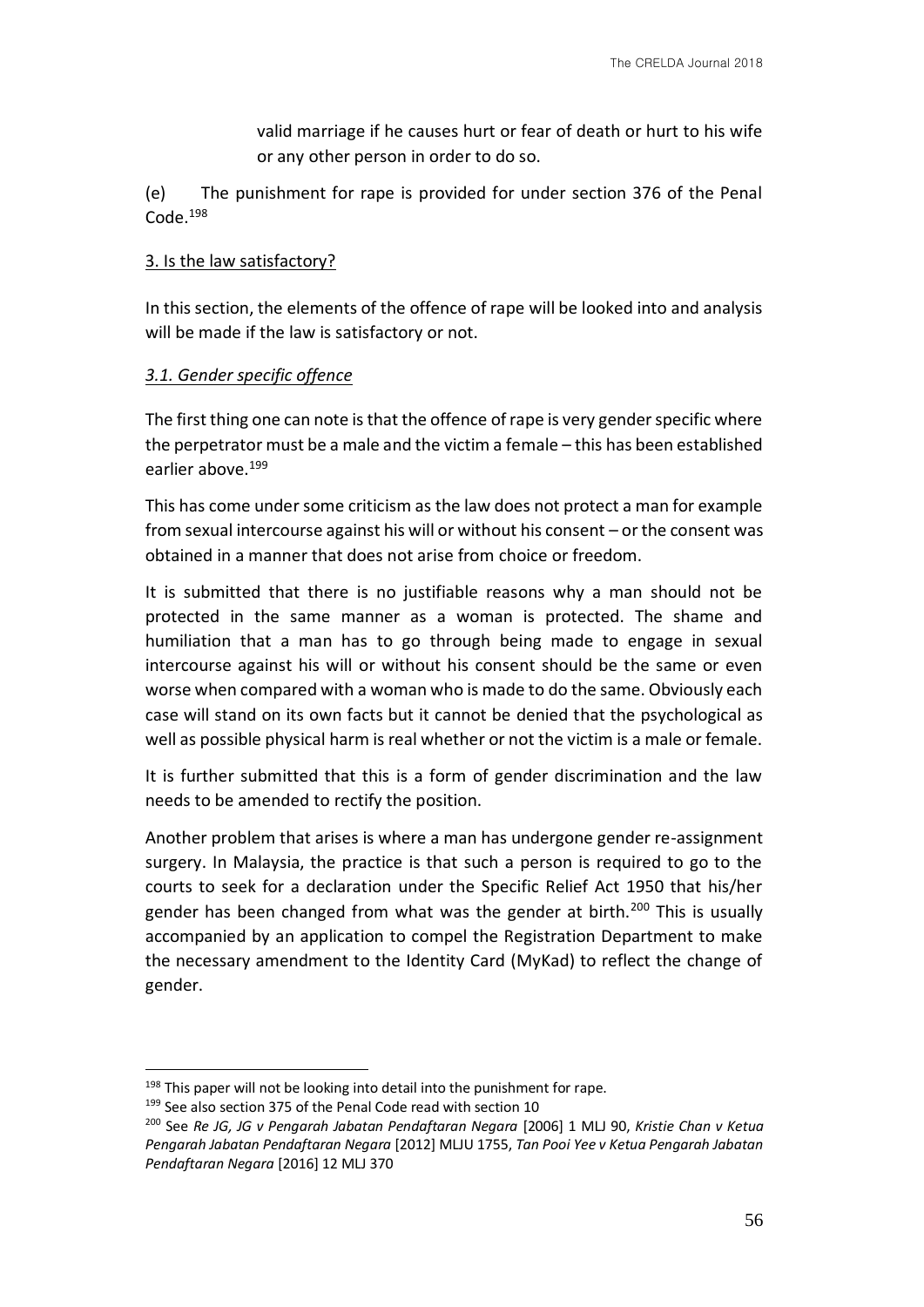valid marriage if he causes hurt or fear of death or hurt to his wife or any other person in order to do so.

(e) The punishment for rape is provided for under section 376 of the Penal Code.[198]

3. Is the law satisfactory?

In this section, the elements of the offence of rape will be looked into and analysis will be made if the law is satisfactory or not.

*3.1. Gender specific offence*

The first thing one can note is that the offence of rape is very gender specific where the perpetrator must be a male and the victim a female – this has been established earlier above.[199]

This has come under some criticism as the law does not protect a man for example from sexual intercourse against his will or without his consent – or the consent was obtained in a manner that does not arise from choice or freedom.

It is submitted that there is no justifiable reasons why a man should not be protected in the same manner as a woman is protected. The shame and humiliation that a man has to go through being made to engage in sexual intercourse against his will or without his consent should be the same or even worse when compared with a woman who is made to do the same. Obviously each case will stand on its own facts but it cannot be denied that the psychological as well as possible physical harm is real whether or not the victim is a male or female.

It is further submitted that this is a form of gender discrimination and the law needs to be amended to rectify the position.

Another problem that arises is where a man has undergone gender re-assignment surgery. In Malaysia, the practice is that such a person is required to go to the courts to seek for a declaration under the Specific Relief Act 1950 that his/her gender has been changed from what was the gender at birth.[200] This is usually accompanied by an application to compel the Registration Department to make the necessary amendment to the Identity Card (MyKad) to reflect the change of gender.

---

[198] This paper will not be looking into detail into the punishment for rape.

[199] See also section 375 of the Penal Code read with section 10

[200] See *Re JG, JG v Pengarah Jabatan Pendaftaran Negara* [2006] 1 MLJ 90, *Kristie Chan v Ketua Pengarah Jabatan Pendaftaran Negara* [2012] MLJU 1755, *Tan Pooi Yee v Ketua Pengarah Jabatan Pendaftaran Negara* [2016] 12 MLJ 370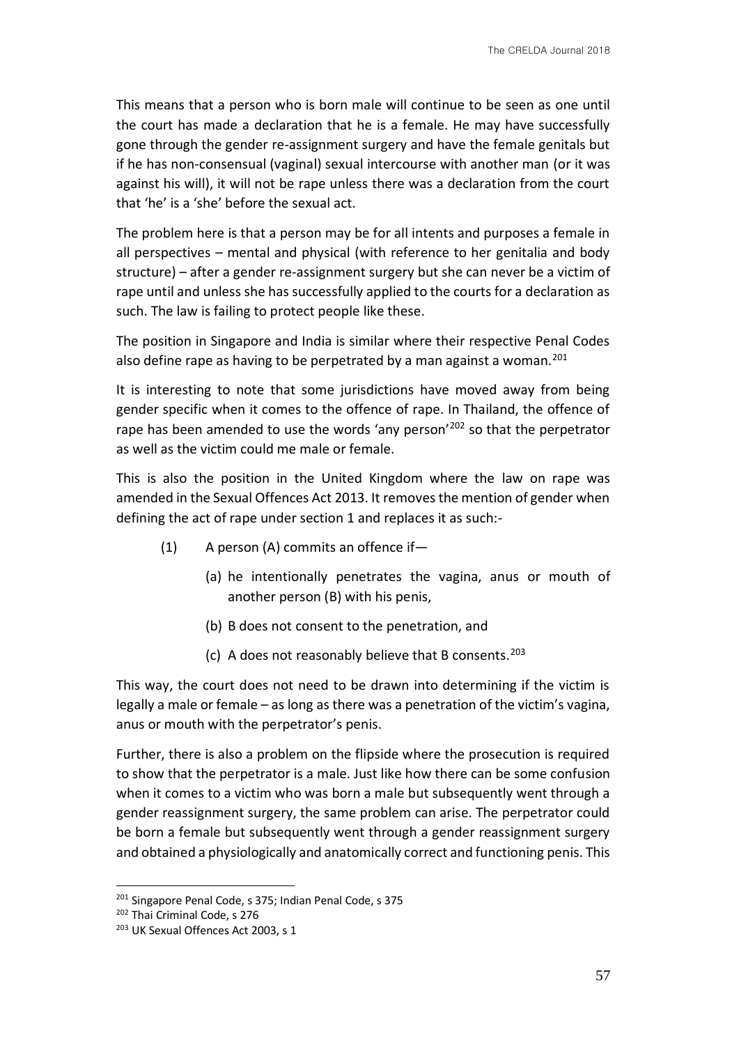This means that a person who is born male will continue to be seen as one until the court has made a declaration that he is a female. He may have successfully gone through the gender re-assignment surgery and have the female genitals but if he has non-consensual (vaginal) sexual intercourse with another man (or it was against his will), it will not be rape unless there was a declaration from the court that 'he' is a 'she' before the sexual act.

The problem here is that a person may be for all intents and purposes a female in all perspectives – mental and physical (with reference to her genitalia and body structure) – after a gender re-assignment surgery but she can never be a victim of rape until and unless she has successfully applied to the courts for a declaration as such. The law is failing to protect people like these.

The position in Singapore and India is similar where their respective Penal Codes also define rape as having to be perpetrated by a man against a woman.[201]

It is interesting to note that some jurisdictions have moved away from being gender specific when it comes to the offence of rape. In Thailand, the offence of rape has been amended to use the words 'any person'[202] so that the perpetrator as well as the victim could me male or female.

This is also the position in the United Kingdom where the law on rape was amended in the Sexual Offences Act 2013. It removes the mention of gender when defining the act of rape under section 1 and replaces it as such:-

> (1) A person (A) commits an offence if—
>
> (a) he intentionally penetrates the vagina, anus or mouth of another person (B) with his penis,
>
> (b) B does not consent to the penetration, and
>
> (c) A does not reasonably believe that B consents.[203]

This way, the court does not need to be drawn into determining if the victim is legally a male or female – as long as there was a penetration of the victim's vagina, anus or mouth with the perpetrator's penis.

Further, there is also a problem on the flipside where the prosecution is required to show that the perpetrator is a male. Just like how there can be some confusion when it comes to a victim who was born a male but subsequently went through a gender reassignment surgery, the same problem can arise. The perpetrator could be born a female but subsequently went through a gender reassignment surgery and obtained a physiologically and anatomically correct and functioning penis. This

---

[201] Singapore Penal Code, s 375; Indian Penal Code, s 375

[202] Thai Criminal Code, s 276

[203] UK Sexual Offences Act 2003, s 1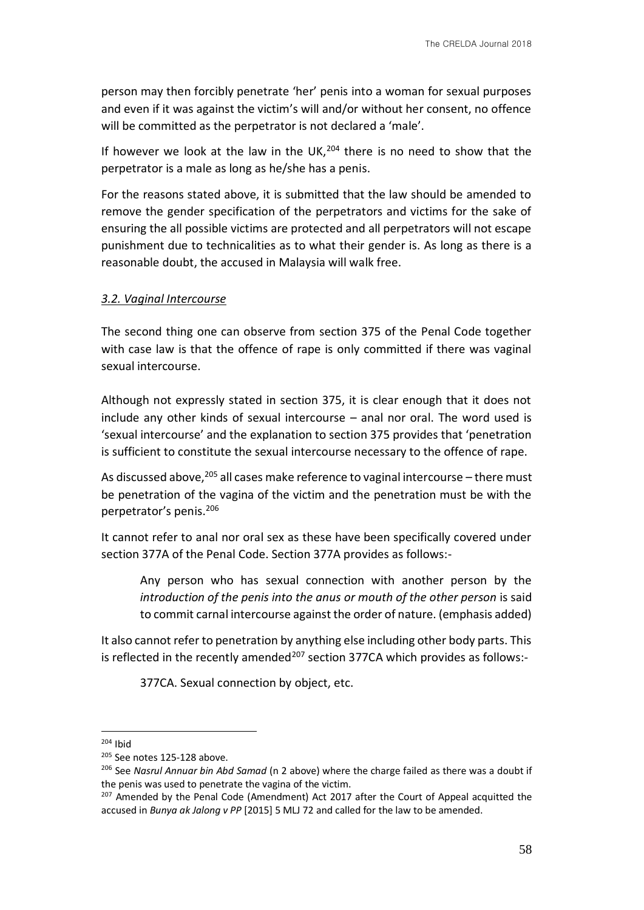person may then forcibly penetrate 'her' penis into a woman for sexual purposes and even if it was against the victim's will and/or without her consent, no offence will be committed as the perpetrator is not declared a 'male'.

If however we look at the law in the UK,[204] there is no need to show that the perpetrator is a male as long as he/she has a penis.

For the reasons stated above, it is submitted that the law should be amended to remove the gender specification of the perpetrators and victims for the sake of ensuring the all possible victims are protected and all perpetrators will not escape punishment due to technicalities as to what their gender is. As long as there is a reasonable doubt, the accused in Malaysia will walk free.

### *3.2. Vaginal Intercourse*

The second thing one can observe from section 375 of the Penal Code together with case law is that the offence of rape is only committed if there was vaginal sexual intercourse.

Although not expressly stated in section 375, it is clear enough that it does not include any other kinds of sexual intercourse – anal nor oral. The word used is 'sexual intercourse' and the explanation to section 375 provides that 'penetration is sufficient to constitute the sexual intercourse necessary to the offence of rape.

As discussed above,[205] all cases make reference to vaginal intercourse – there must be penetration of the vagina of the victim and the penetration must be with the perpetrator's penis.[206]

It cannot refer to anal nor oral sex as these have been specifically covered under section 377A of the Penal Code. Section 377A provides as follows:-

> Any person who has sexual connection with another person by the *introduction of the penis into the anus or mouth of the other person* is said to commit carnal intercourse against the order of nature. (emphasis added)

It also cannot refer to penetration by anything else including other body parts. This is reflected in the recently amended[207] section 377CA which provides as follows:-

> 377CA. Sexual connection by object, etc.

---

[204] Ibid

[205] See notes 125-128 above.

[206] See *Nasrul Annuar bin Abd Samad* (n 2 above) where the charge failed as there was a doubt if the penis was used to penetrate the vagina of the victim.

[207] Amended by the Penal Code (Amendment) Act 2017 after the Court of Appeal acquitted the accused in *Bunya ak Jalong v PP* [2015] 5 MLJ 72 and called for the law to be amended.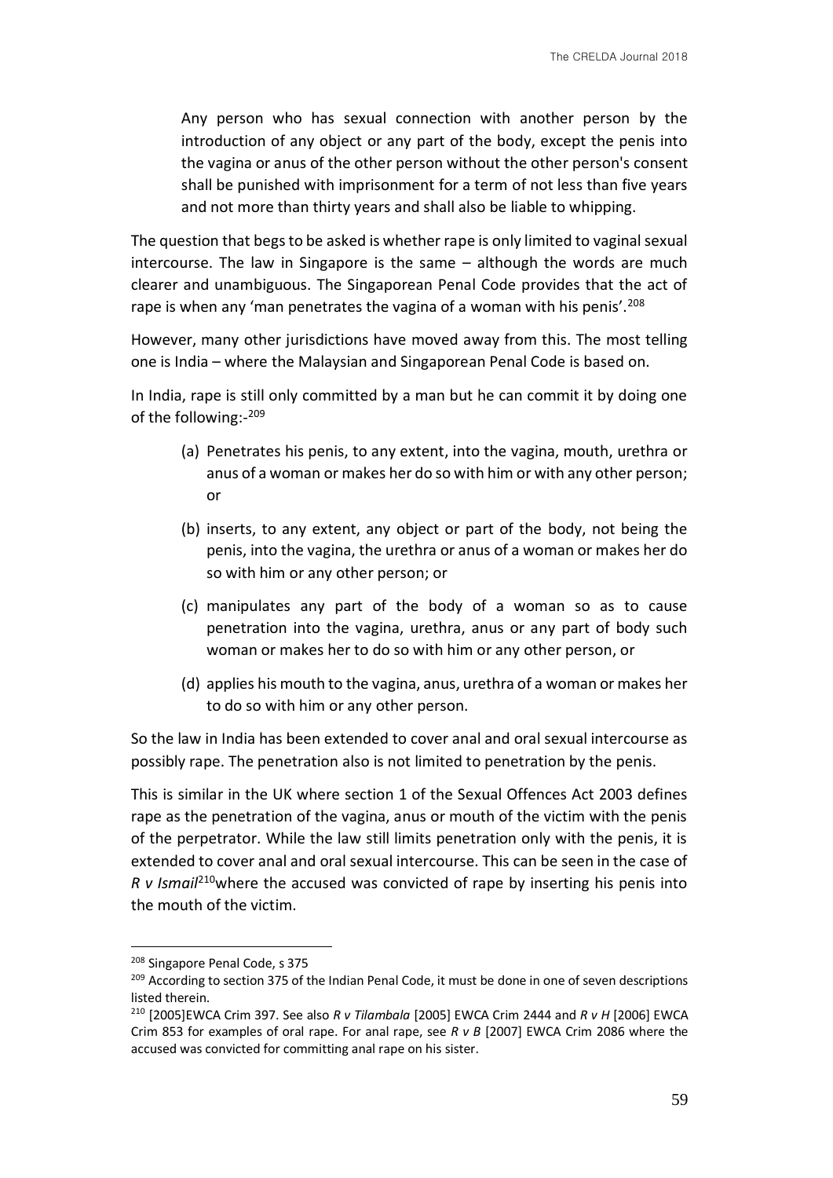> Any person who has sexual connection with another person by the introduction of any object or any part of the body, except the penis into the vagina or anus of the other person without the other person's consent shall be punished with imprisonment for a term of not less than five years and not more than thirty years and shall also be liable to whipping.

The question that begs to be asked is whether rape is only limited to vaginal sexual intercourse. The law in Singapore is the same – although the words are much clearer and unambiguous. The Singaporean Penal Code provides that the act of rape is when any 'man penetrates the vagina of a woman with his penis'.[208]

However, many other jurisdictions have moved away from this. The most telling one is India – where the Malaysian and Singaporean Penal Code is based on.

In India, rape is still only committed by a man but he can commit it by doing one of the following:-[209]

(a) Penetrates his penis, to any extent, into the vagina, mouth, urethra or anus of a woman or makes her do so with him or with any other person; or

(b) inserts, to any extent, any object or part of the body, not being the penis, into the vagina, the urethra or anus of a woman or makes her do so with him or any other person; or

(c) manipulates any part of the body of a woman so as to cause penetration into the vagina, urethra, anus or any part of body such woman or makes her to do so with him or any other person, or

(d) applies his mouth to the vagina, anus, urethra of a woman or makes her to do so with him or any other person.

So the law in India has been extended to cover anal and oral sexual intercourse as possibly rape. The penetration also is not limited to penetration by the penis.

This is similar in the UK where section 1 of the Sexual Offences Act 2003 defines rape as the penetration of the vagina, anus or mouth of the victim with the penis of the perpetrator. While the law still limits penetration only with the penis, it is extended to cover anal and oral sexual intercourse. This can be seen in the case of *R v Ismail*[210]where the accused was convicted of rape by inserting his penis into the mouth of the victim.

---

[208] Singapore Penal Code, s 375

[209] According to section 375 of the Indian Penal Code, it must be done in one of seven descriptions listed therein.

[210] [2005]EWCA Crim 397. See also *R v Tilambala* [2005] EWCA Crim 2444 and *R v H* [2006] EWCA Crim 853 for examples of oral rape. For anal rape, see *R v B* [2007] EWCA Crim 2086 where the accused was convicted for committing anal rape on his sister.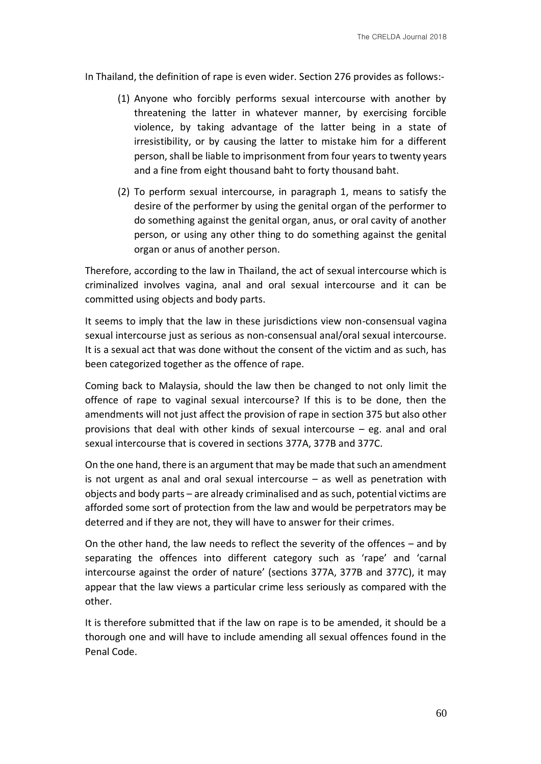In Thailand, the definition of rape is even wider. Section 276 provides as follows:-

(1) Anyone who forcibly performs sexual intercourse with another by threatening the latter in whatever manner, by exercising forcible violence, by taking advantage of the latter being in a state of irresistibility, or by causing the latter to mistake him for a different person, shall be liable to imprisonment from four years to twenty years and a fine from eight thousand baht to forty thousand baht.

(2) To perform sexual intercourse, in paragraph 1, means to satisfy the desire of the performer by using the genital organ of the performer to do something against the genital organ, anus, or oral cavity of another person, or using any other thing to do something against the genital organ or anus of another person.

Therefore, according to the law in Thailand, the act of sexual intercourse which is criminalized involves vagina, anal and oral sexual intercourse and it can be committed using objects and body parts.

It seems to imply that the law in these jurisdictions view non-consensual vagina sexual intercourse just as serious as non-consensual anal/oral sexual intercourse. It is a sexual act that was done without the consent of the victim and as such, has been categorized together as the offence of rape.

Coming back to Malaysia, should the law then be changed to not only limit the offence of rape to vaginal sexual intercourse? If this is to be done, then the amendments will not just affect the provision of rape in section 375 but also other provisions that deal with other kinds of sexual intercourse – eg. anal and oral sexual intercourse that is covered in sections 377A, 377B and 377C.

On the one hand, there is an argument that may be made that such an amendment is not urgent as anal and oral sexual intercourse – as well as penetration with objects and body parts – are already criminalised and as such, potential victims are afforded some sort of protection from the law and would be perpetrators may be deterred and if they are not, they will have to answer for their crimes.

On the other hand, the law needs to reflect the severity of the offences – and by separating the offences into different category such as 'rape' and 'carnal intercourse against the order of nature' (sections 377A, 377B and 377C), it may appear that the law views a particular crime less seriously as compared with the other.

It is therefore submitted that if the law on rape is to be amended, it should be a thorough one and will have to include amending all sexual offences found in the Penal Code.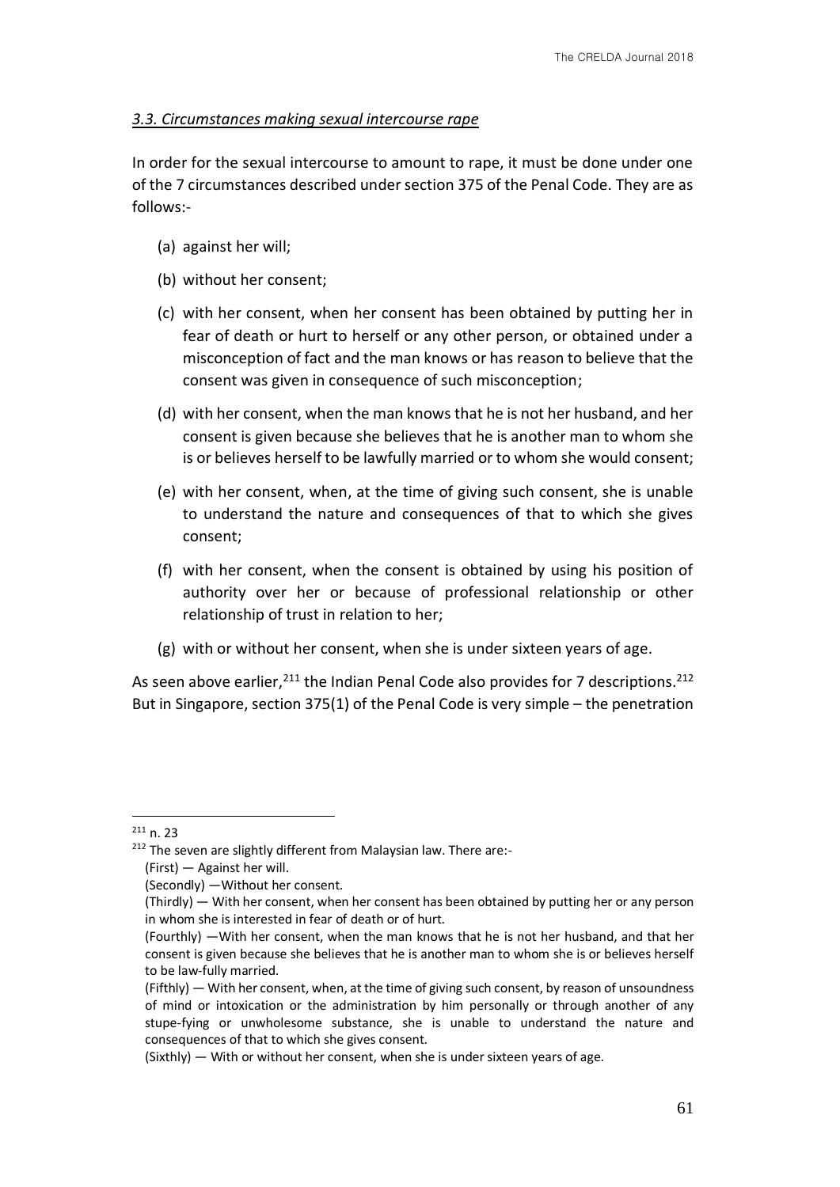### *3.3. Circumstances making sexual intercourse rape*

In order for the sexual intercourse to amount to rape, it must be done under one of the 7 circumstances described under section 375 of the Penal Code. They are as follows:-

(a) against her will;

(b) without her consent;

(c) with her consent, when her consent has been obtained by putting her in fear of death or hurt to herself or any other person, or obtained under a misconception of fact and the man knows or has reason to believe that the consent was given in consequence of such misconception;

(d) with her consent, when the man knows that he is not her husband, and her consent is given because she believes that he is another man to whom she is or believes herself to be lawfully married or to whom she would consent;

(e) with her consent, when, at the time of giving such consent, she is unable to understand the nature and consequences of that to which she gives consent;

(f) with her consent, when the consent is obtained by using his position of authority over her or because of professional relationship or other relationship of trust in relation to her;

(g) with or without her consent, when she is under sixteen years of age.

As seen above earlier,[211] the Indian Penal Code also provides for 7 descriptions.[212] But in Singapore, section 375(1) of the Penal Code is very simple – the penetration

---

[211] n. 23

[212] The seven are slightly different from Malaysian law. There are:-

(First) — Against her will.

(Secondly) —Without her consent.

(Thirdly) — With her consent, when her consent has been obtained by putting her or any person in whom she is interested in fear of death or of hurt.

(Fourthly) —With her consent, when the man knows that he is not her husband, and that her consent is given because she believes that he is another man to whom she is or believes herself to be law-fully married.

(Fifthly) — With her consent, when, at the time of giving such consent, by reason of unsoundness of mind or intoxication or the administration by him personally or through another of any stupe-fying or unwholesome substance, she is unable to understand the nature and consequences of that to which she gives consent.

(Sixthly) — With or without her consent, when she is under sixteen years of age.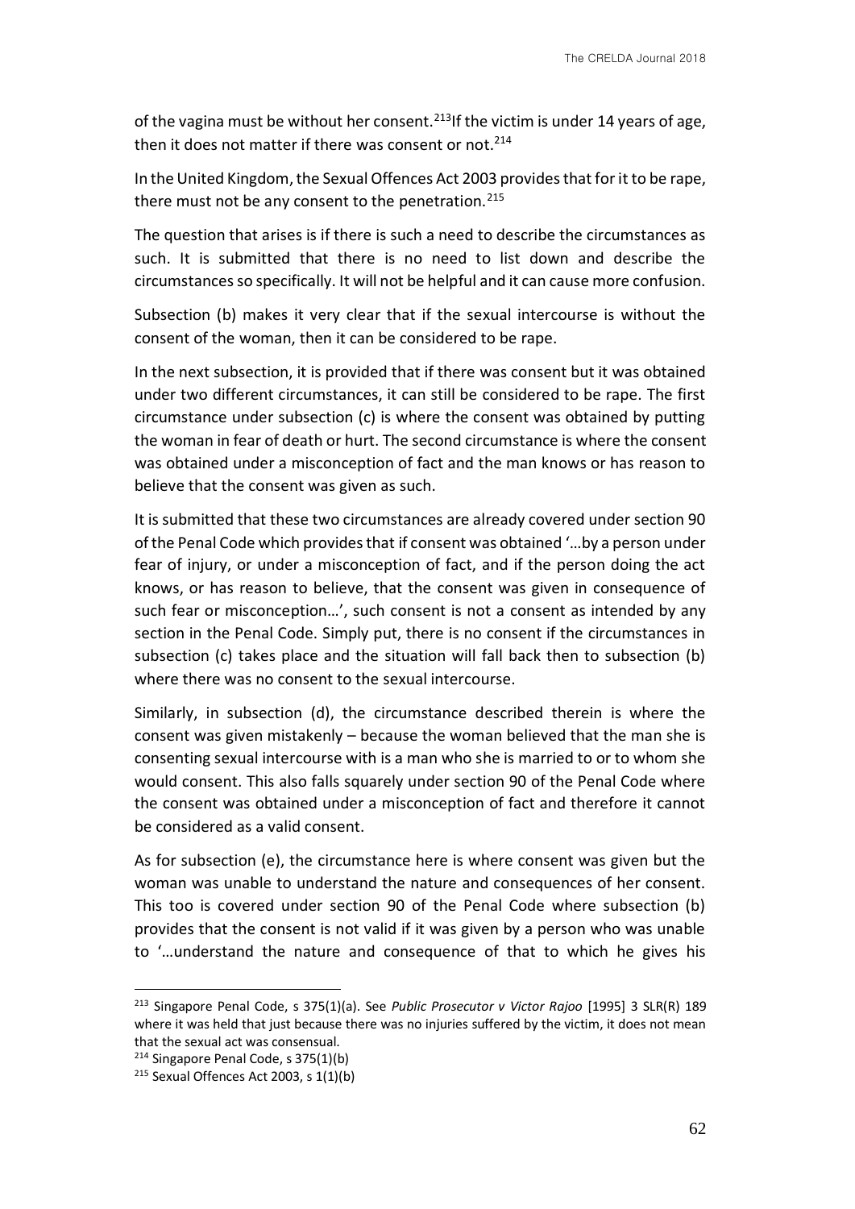of the vagina must be without her consent.[213] If the victim is under 14 years of age, then it does not matter if there was consent or not.[214]

In the United Kingdom, the Sexual Offences Act 2003 provides that for it to be rape, there must not be any consent to the penetration.[215]

The question that arises is if there is such a need to describe the circumstances as such. It is submitted that there is no need to list down and describe the circumstances so specifically. It will not be helpful and it can cause more confusion.

Subsection (b) makes it very clear that if the sexual intercourse is without the consent of the woman, then it can be considered to be rape.

In the next subsection, it is provided that if there was consent but it was obtained under two different circumstances, it can still be considered to be rape. The first circumstance under subsection (c) is where the consent was obtained by putting the woman in fear of death or hurt. The second circumstance is where the consent was obtained under a misconception of fact and the man knows or has reason to believe that the consent was given as such.

It is submitted that these two circumstances are already covered under section 90 of the Penal Code which provides that if consent was obtained '…by a person under fear of injury, or under a misconception of fact, and if the person doing the act knows, or has reason to believe, that the consent was given in consequence of such fear or misconception…', such consent is not a consent as intended by any section in the Penal Code. Simply put, there is no consent if the circumstances in subsection (c) takes place and the situation will fall back then to subsection (b) where there was no consent to the sexual intercourse.

Similarly, in subsection (d), the circumstance described therein is where the consent was given mistakenly – because the woman believed that the man she is consenting sexual intercourse with is a man who she is married to or to whom she would consent. This also falls squarely under section 90 of the Penal Code where the consent was obtained under a misconception of fact and therefore it cannot be considered as a valid consent.

As for subsection (e), the circumstance here is where consent was given but the woman was unable to understand the nature and consequences of her consent. This too is covered under section 90 of the Penal Code where subsection (b) provides that the consent is not valid if it was given by a person who was unable to '…understand the nature and consequence of that to which he gives his

---

[213] Singapore Penal Code, s 375(1)(a). See *Public Prosecutor v Victor Rajoo* [1995] 3 SLR(R) 189 where it was held that just because there was no injuries suffered by the victim, it does not mean that the sexual act was consensual.

[214] Singapore Penal Code, s 375(1)(b)

[215] Sexual Offences Act 2003, s 1(1)(b)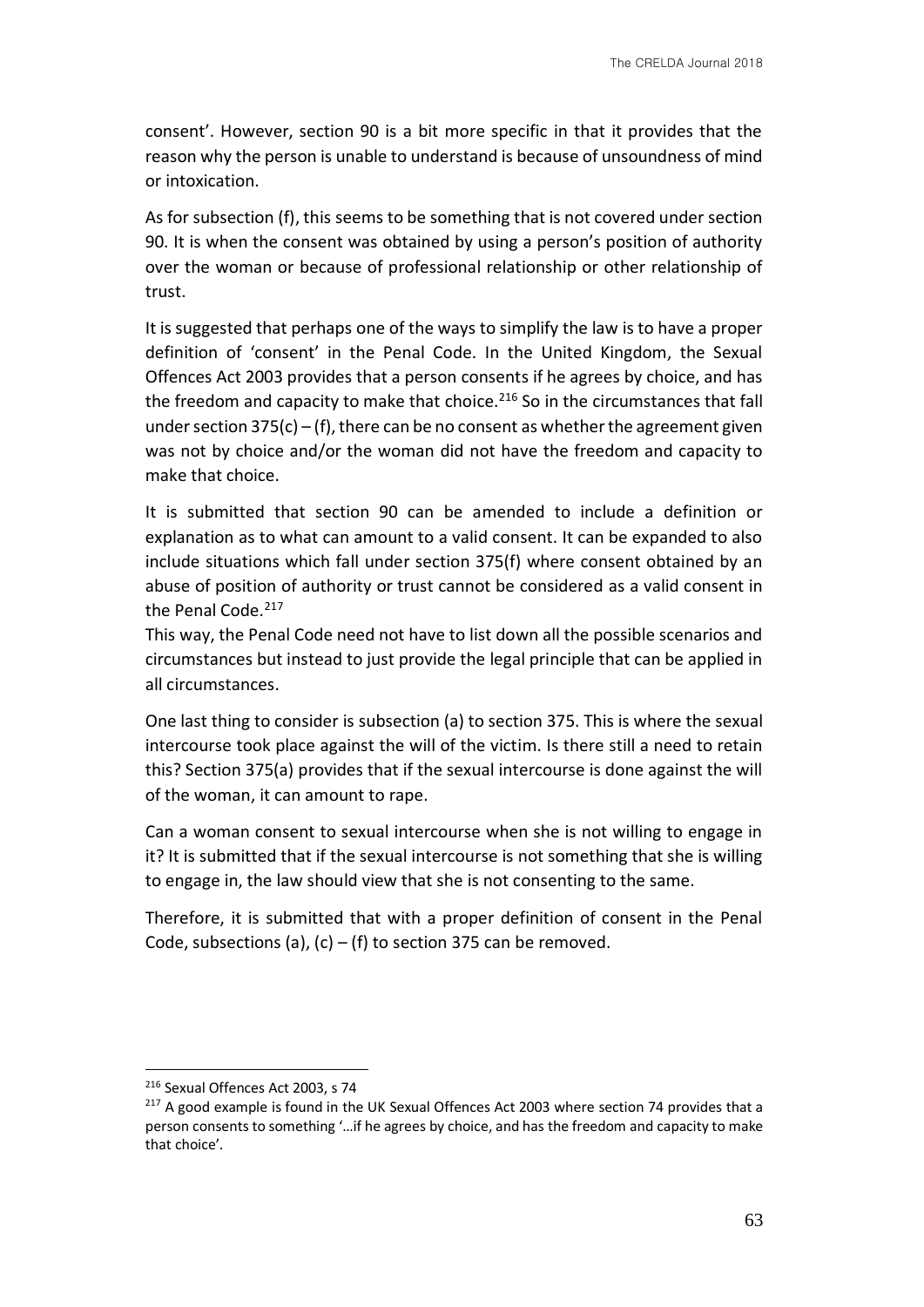consent'. However, section 90 is a bit more specific in that it provides that the reason why the person is unable to understand is because of unsoundness of mind or intoxication.

As for subsection (f), this seems to be something that is not covered under section 90. It is when the consent was obtained by using a person's position of authority over the woman or because of professional relationship or other relationship of trust.

It is suggested that perhaps one of the ways to simplify the law is to have a proper definition of 'consent' in the Penal Code. In the United Kingdom, the Sexual Offences Act 2003 provides that a person consents if he agrees by choice, and has the freedom and capacity to make that choice.[216] So in the circumstances that fall under section 375(c) – (f), there can be no consent as whether the agreement given was not by choice and/or the woman did not have the freedom and capacity to make that choice.

It is submitted that section 90 can be amended to include a definition or explanation as to what can amount to a valid consent. It can be expanded to also include situations which fall under section 375(f) where consent obtained by an abuse of position of authority or trust cannot be considered as a valid consent in the Penal Code.[217]
This way, the Penal Code need not have to list down all the possible scenarios and circumstances but instead to just provide the legal principle that can be applied in all circumstances.

One last thing to consider is subsection (a) to section 375. This is where the sexual intercourse took place against the will of the victim. Is there still a need to retain this? Section 375(a) provides that if the sexual intercourse is done against the will of the woman, it can amount to rape.

Can a woman consent to sexual intercourse when she is not willing to engage in it? It is submitted that if the sexual intercourse is not something that she is willing to engage in, the law should view that she is not consenting to the same.

Therefore, it is submitted that with a proper definition of consent in the Penal Code, subsections (a), (c) – (f) to section 375 can be removed.

---

[216] Sexual Offences Act 2003, s 74

[217] A good example is found in the UK Sexual Offences Act 2003 where section 74 provides that a person consents to something '…if he agrees by choice, and has the freedom and capacity to make that choice'.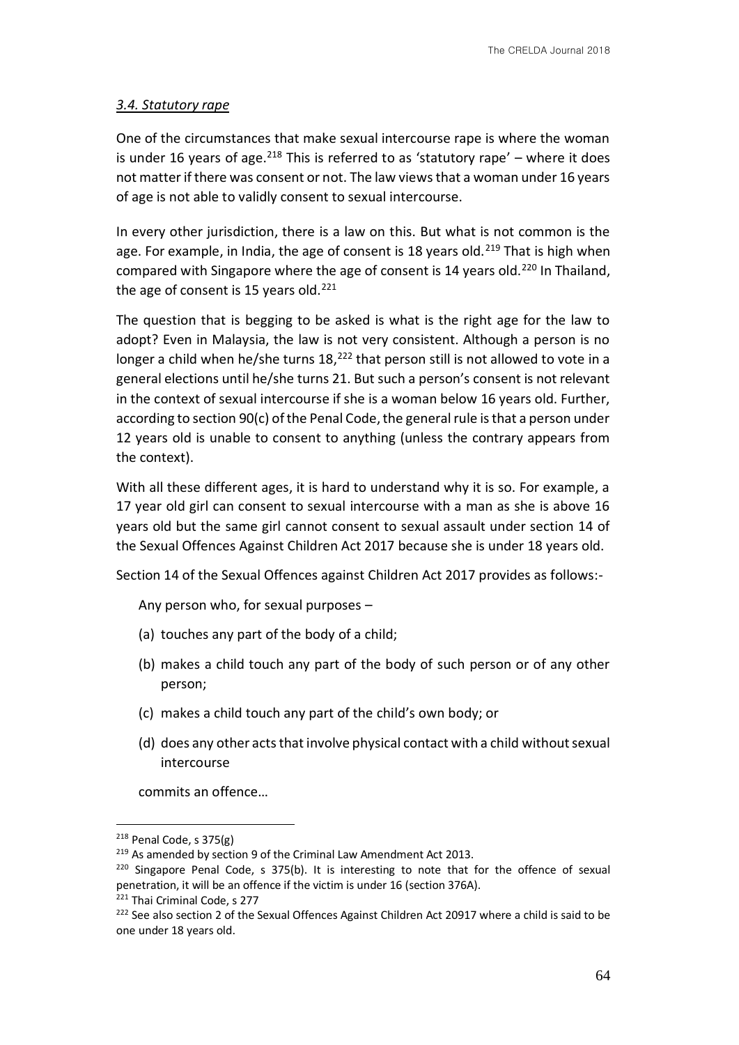### *3.4. Statutory rape*

One of the circumstances that make sexual intercourse rape is where the woman is under 16 years of age.[218] This is referred to as 'statutory rape' – where it does not matter if there was consent or not. The law views that a woman under 16 years of age is not able to validly consent to sexual intercourse.

In every other jurisdiction, there is a law on this. But what is not common is the age. For example, in India, the age of consent is 18 years old.[219] That is high when compared with Singapore where the age of consent is 14 years old.[220] In Thailand, the age of consent is 15 years old.[221]

The question that is begging to be asked is what is the right age for the law to adopt? Even in Malaysia, the law is not very consistent. Although a person is no longer a child when he/she turns 18,[222] that person still is not allowed to vote in a general elections until he/she turns 21. But such a person's consent is not relevant in the context of sexual intercourse if she is a woman below 16 years old. Further, according to section 90(c) of the Penal Code, the general rule is that a person under 12 years old is unable to consent to anything (unless the contrary appears from the context).

With all these different ages, it is hard to understand why it is so. For example, a 17 year old girl can consent to sexual intercourse with a man as she is above 16 years old but the same girl cannot consent to sexual assault under section 14 of the Sexual Offences Against Children Act 2017 because she is under 18 years old.

Section 14 of the Sexual Offences against Children Act 2017 provides as follows:-

> Any person who, for sexual purposes –
>
> (a) touches any part of the body of a child;
>
> (b) makes a child touch any part of the body of such person or of any other person;
>
> (c) makes a child touch any part of the child's own body; or
>
> (d) does any other acts that involve physical contact with a child without sexual intercourse
>
> commits an offence…

---

[218] Penal Code, s 375(g)

[219] As amended by section 9 of the Criminal Law Amendment Act 2013.

[220] Singapore Penal Code, s 375(b). It is interesting to note that for the offence of sexual penetration, it will be an offence if the victim is under 16 (section 376A).

[221] Thai Criminal Code, s 277

[222] See also section 2 of the Sexual Offences Against Children Act 20917 where a child is said to be one under 18 years old.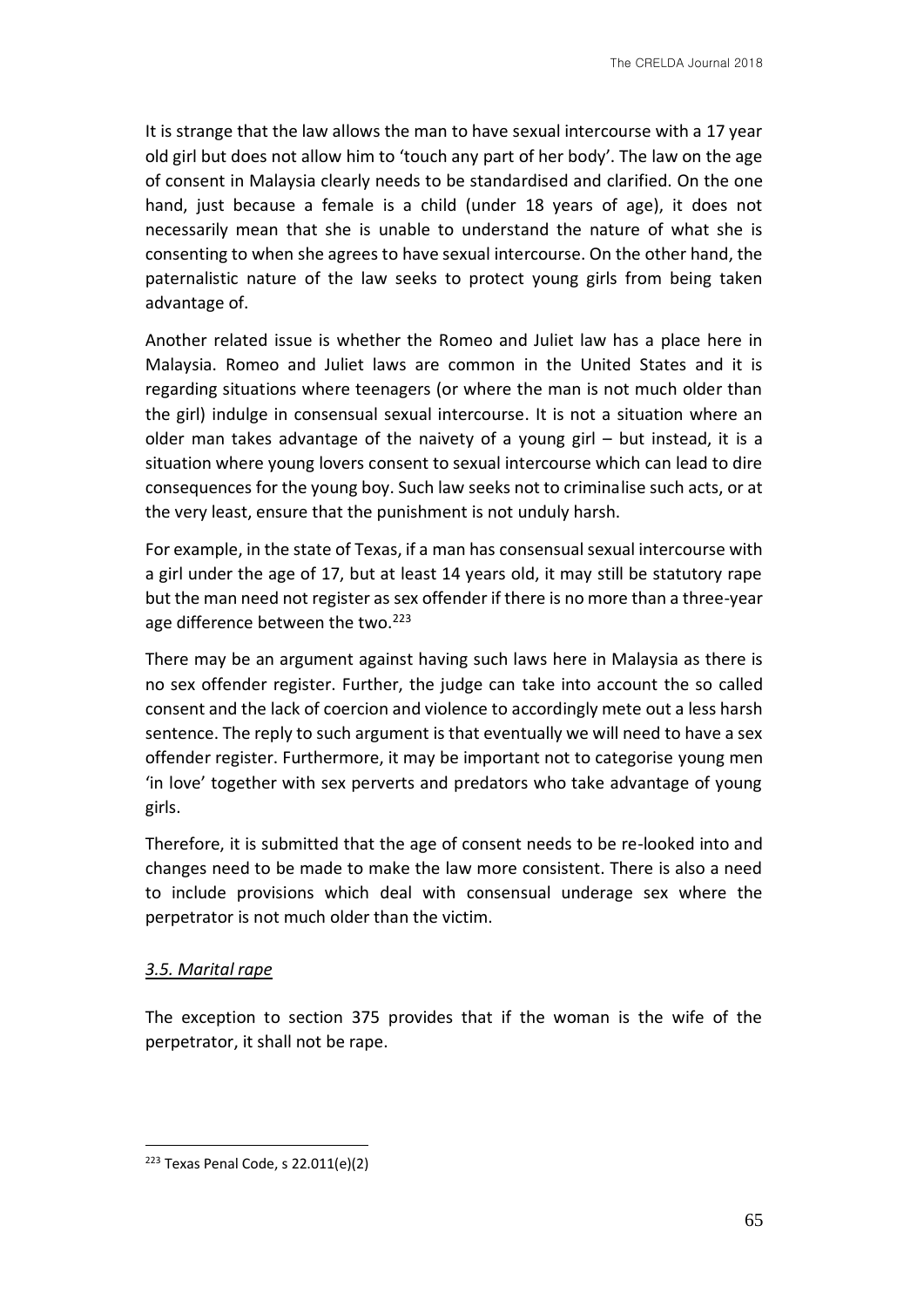It is strange that the law allows the man to have sexual intercourse with a 17 year old girl but does not allow him to 'touch any part of her body'. The law on the age of consent in Malaysia clearly needs to be standardised and clarified. On the one hand, just because a female is a child (under 18 years of age), it does not necessarily mean that she is unable to understand the nature of what she is consenting to when she agrees to have sexual intercourse. On the other hand, the paternalistic nature of the law seeks to protect young girls from being taken advantage of.

Another related issue is whether the Romeo and Juliet law has a place here in Malaysia. Romeo and Juliet laws are common in the United States and it is regarding situations where teenagers (or where the man is not much older than the girl) indulge in consensual sexual intercourse. It is not a situation where an older man takes advantage of the naivety of a young girl – but instead, it is a situation where young lovers consent to sexual intercourse which can lead to dire consequences for the young boy. Such law seeks not to criminalise such acts, or at the very least, ensure that the punishment is not unduly harsh.

For example, in the state of Texas, if a man has consensual sexual intercourse with a girl under the age of 17, but at least 14 years old, it may still be statutory rape but the man need not register as sex offender if there is no more than a three-year age difference between the two.[223]

There may be an argument against having such laws here in Malaysia as there is no sex offender register. Further, the judge can take into account the so called consent and the lack of coercion and violence to accordingly mete out a less harsh sentence. The reply to such argument is that eventually we will need to have a sex offender register. Furthermore, it may be important not to categorise young men 'in love' together with sex perverts and predators who take advantage of young girls.

Therefore, it is submitted that the age of consent needs to be re-looked into and changes need to be made to make the law more consistent. There is also a need to include provisions which deal with consensual underage sex where the perpetrator is not much older than the victim.

### *3.5. Marital rape*

The exception to section 375 provides that if the woman is the wife of the perpetrator, it shall not be rape.

---

[223] Texas Penal Code, s 22.011(e)(2)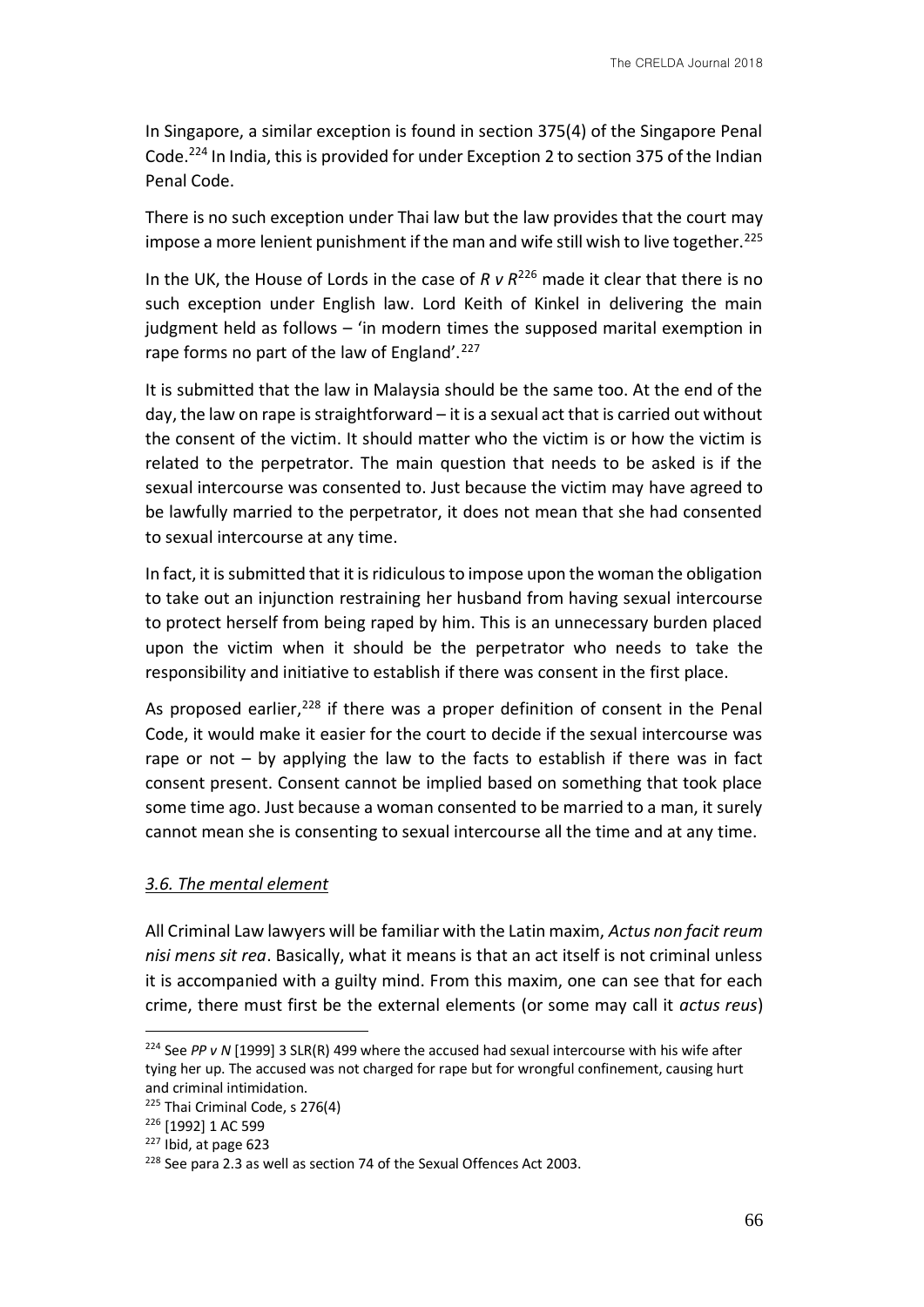In Singapore, a similar exception is found in section 375(4) of the Singapore Penal Code.[224] In India, this is provided for under Exception 2 to section 375 of the Indian Penal Code.

There is no such exception under Thai law but the law provides that the court may impose a more lenient punishment if the man and wife still wish to live together.[225]

In the UK, the House of Lords in the case of *R v R*[226] made it clear that there is no such exception under English law. Lord Keith of Kinkel in delivering the main judgment held as follows – 'in modern times the supposed marital exemption in rape forms no part of the law of England'.[227]

It is submitted that the law in Malaysia should be the same too. At the end of the day, the law on rape is straightforward – it is a sexual act that is carried out without the consent of the victim. It should matter who the victim is or how the victim is related to the perpetrator. The main question that needs to be asked is if the sexual intercourse was consented to. Just because the victim may have agreed to be lawfully married to the perpetrator, it does not mean that she had consented to sexual intercourse at any time.

In fact, it is submitted that it is ridiculous to impose upon the woman the obligation to take out an injunction restraining her husband from having sexual intercourse to protect herself from being raped by him. This is an unnecessary burden placed upon the victim when it should be the perpetrator who needs to take the responsibility and initiative to establish if there was consent in the first place.

As proposed earlier,[228] if there was a proper definition of consent in the Penal Code, it would make it easier for the court to decide if the sexual intercourse was rape or not – by applying the law to the facts to establish if there was in fact consent present. Consent cannot be implied based on something that took place some time ago. Just because a woman consented to be married to a man, it surely cannot mean she is consenting to sexual intercourse all the time and at any time.

### *3.6. The mental element*

All Criminal Law lawyers will be familiar with the Latin maxim, *Actus non facit reum nisi mens sit rea*. Basically, what it means is that an act itself is not criminal unless it is accompanied with a guilty mind. From this maxim, one can see that for each crime, there must first be the external elements (or some may call it *actus reus*)

---

[224] See *PP v N* [1999] 3 SLR(R) 499 where the accused had sexual intercourse with his wife after tying her up. The accused was not charged for rape but for wrongful confinement, causing hurt and criminal intimidation.

[225] Thai Criminal Code, s 276(4)

[226] [1992] 1 AC 599

[227] Ibid, at page 623

[228] See para 2.3 as well as section 74 of the Sexual Offences Act 2003.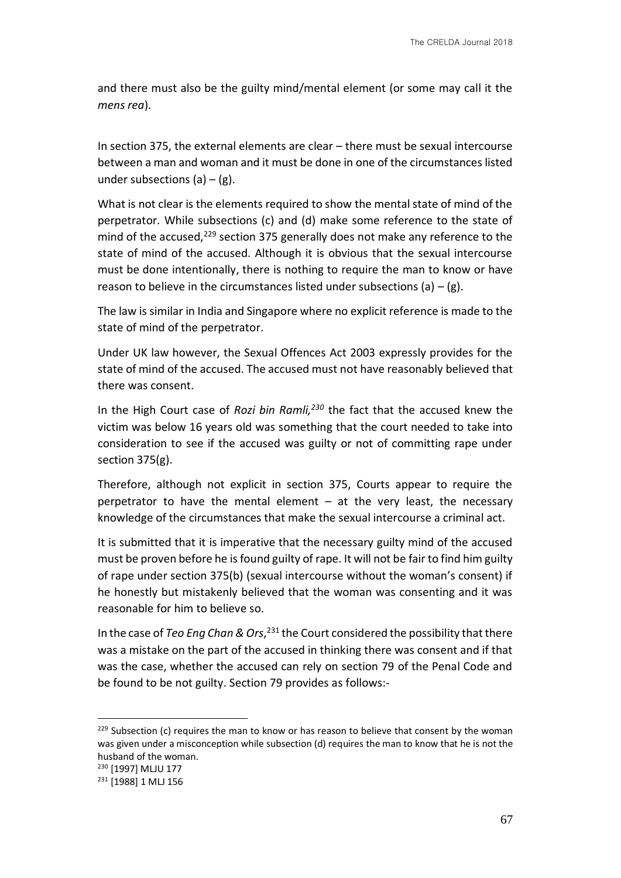and there must also be the guilty mind/mental element (or some may call it the *mens rea*).

In section 375, the external elements are clear – there must be sexual intercourse between a man and woman and it must be done in one of the circumstances listed under subsections (a) – (g).

What is not clear is the elements required to show the mental state of mind of the perpetrator. While subsections (c) and (d) make some reference to the state of mind of the accused,[229] section 375 generally does not make any reference to the state of mind of the accused. Although it is obvious that the sexual intercourse must be done intentionally, there is nothing to require the man to know or have reason to believe in the circumstances listed under subsections (a) – (g).

The law is similar in India and Singapore where no explicit reference is made to the state of mind of the perpetrator.

Under UK law however, the Sexual Offences Act 2003 expressly provides for the state of mind of the accused. The accused must not have reasonably believed that there was consent.

In the High Court case of *Rozi bin Ramli,*[230] the fact that the accused knew the victim was below 16 years old was something that the court needed to take into consideration to see if the accused was guilty or not of committing rape under section 375(g).

Therefore, although not explicit in section 375, Courts appear to require the perpetrator to have the mental element – at the very least, the necessary knowledge of the circumstances that make the sexual intercourse a criminal act.

It is submitted that it is imperative that the necessary guilty mind of the accused must be proven before he is found guilty of rape. It will not be fair to find him guilty of rape under section 375(b) (sexual intercourse without the woman's consent) if he honestly but mistakenly believed that the woman was consenting and it was reasonable for him to believe so.

In the case of *Teo Eng Chan & Ors*,[231] the Court considered the possibility that there was a mistake on the part of the accused in thinking there was consent and if that was the case, whether the accused can rely on section 79 of the Penal Code and be found to be not guilty. Section 79 provides as follows:-

---

[229] Subsection (c) requires the man to know or has reason to believe that consent by the woman was given under a misconception while subsection (d) requires the man to know that he is not the husband of the woman.

[230] [1997] MLJU 177

[231] [1988] 1 MLJ 156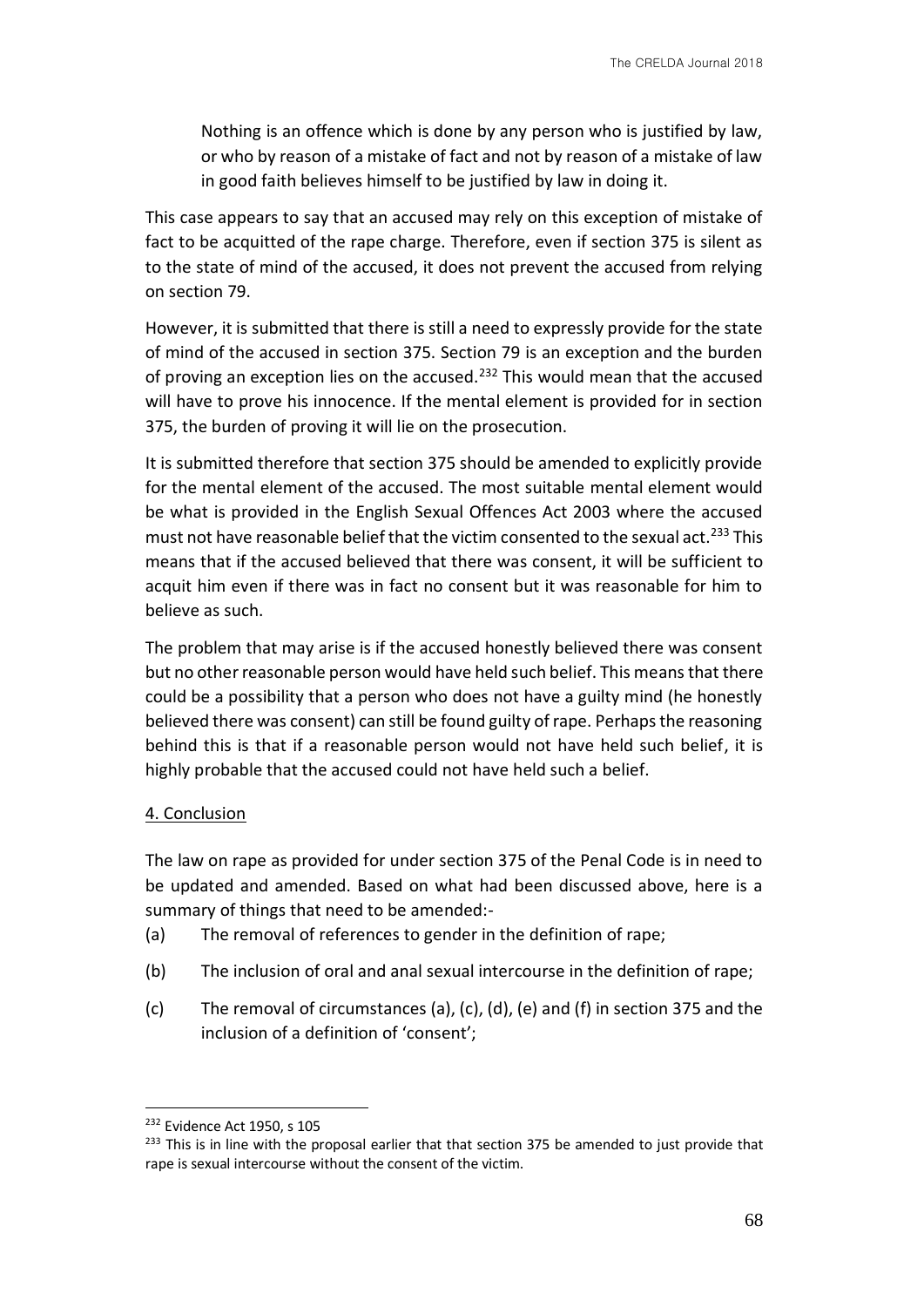> Nothing is an offence which is done by any person who is justified by law, or who by reason of a mistake of fact and not by reason of a mistake of law in good faith believes himself to be justified by law in doing it.

This case appears to say that an accused may rely on this exception of mistake of fact to be acquitted of the rape charge. Therefore, even if section 375 is silent as to the state of mind of the accused, it does not prevent the accused from relying on section 79.

However, it is submitted that there is still a need to expressly provide for the state of mind of the accused in section 375. Section 79 is an exception and the burden of proving an exception lies on the accused.[232] This would mean that the accused will have to prove his innocence. If the mental element is provided for in section 375, the burden of proving it will lie on the prosecution.

It is submitted therefore that section 375 should be amended to explicitly provide for the mental element of the accused. The most suitable mental element would be what is provided in the English Sexual Offences Act 2003 where the accused must not have reasonable belief that the victim consented to the sexual act.[233] This means that if the accused believed that there was consent, it will be sufficient to acquit him even if there was in fact no consent but it was reasonable for him to believe as such.

The problem that may arise is if the accused honestly believed there was consent but no other reasonable person would have held such belief. This means that there could be a possibility that a person who does not have a guilty mind (he honestly believed there was consent) can still be found guilty of rape. Perhaps the reasoning behind this is that if a reasonable person would not have held such belief, it is highly probable that the accused could not have held such a belief.

## 4. Conclusion

The law on rape as provided for under section 375 of the Penal Code is in need to be updated and amended. Based on what had been discussed above, here is a summary of things that need to be amended:-

(a) The removal of references to gender in the definition of rape;

(b) The inclusion of oral and anal sexual intercourse in the definition of rape;

(c) The removal of circumstances (a), (c), (d), (e) and (f) in section 375 and the inclusion of a definition of 'consent';

---

[232] Evidence Act 1950, s 105

[233] This is in line with the proposal earlier that that section 375 be amended to just provide that rape is sexual intercourse without the consent of the victim.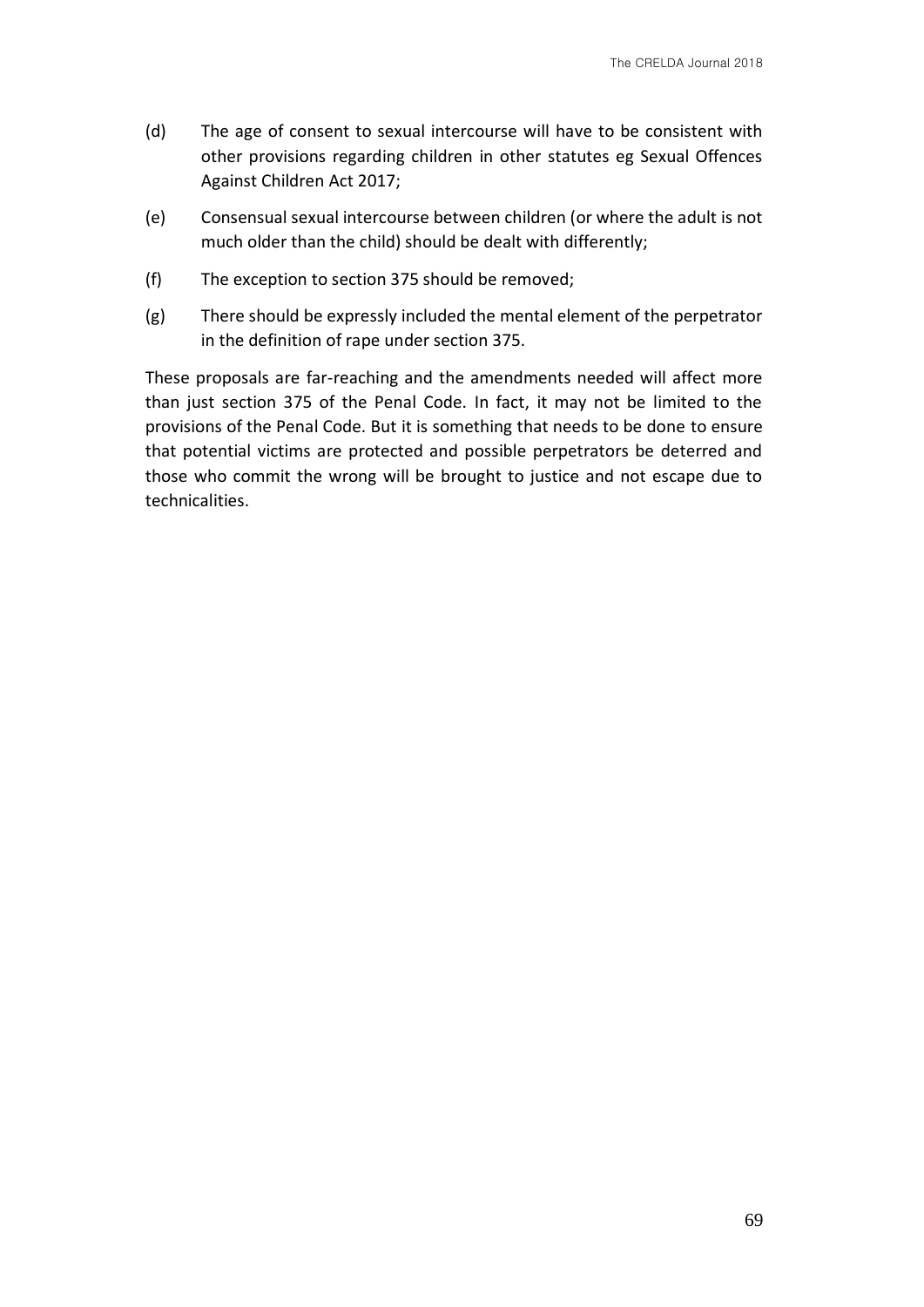(d) The age of consent to sexual intercourse will have to be consistent with other provisions regarding children in other statutes eg Sexual Offences Against Children Act 2017;

(e) Consensual sexual intercourse between children (or where the adult is not much older than the child) should be dealt with differently;

(f) The exception to section 375 should be removed;

(g) There should be expressly included the mental element of the perpetrator in the definition of rape under section 375.

These proposals are far-reaching and the amendments needed will affect more than just section 375 of the Penal Code. In fact, it may not be limited to the provisions of the Penal Code. But it is something that needs to be done to ensure that potential victims are protected and possible perpetrators be deterred and those who commit the wrong will be brought to justice and not escape due to technicalities.